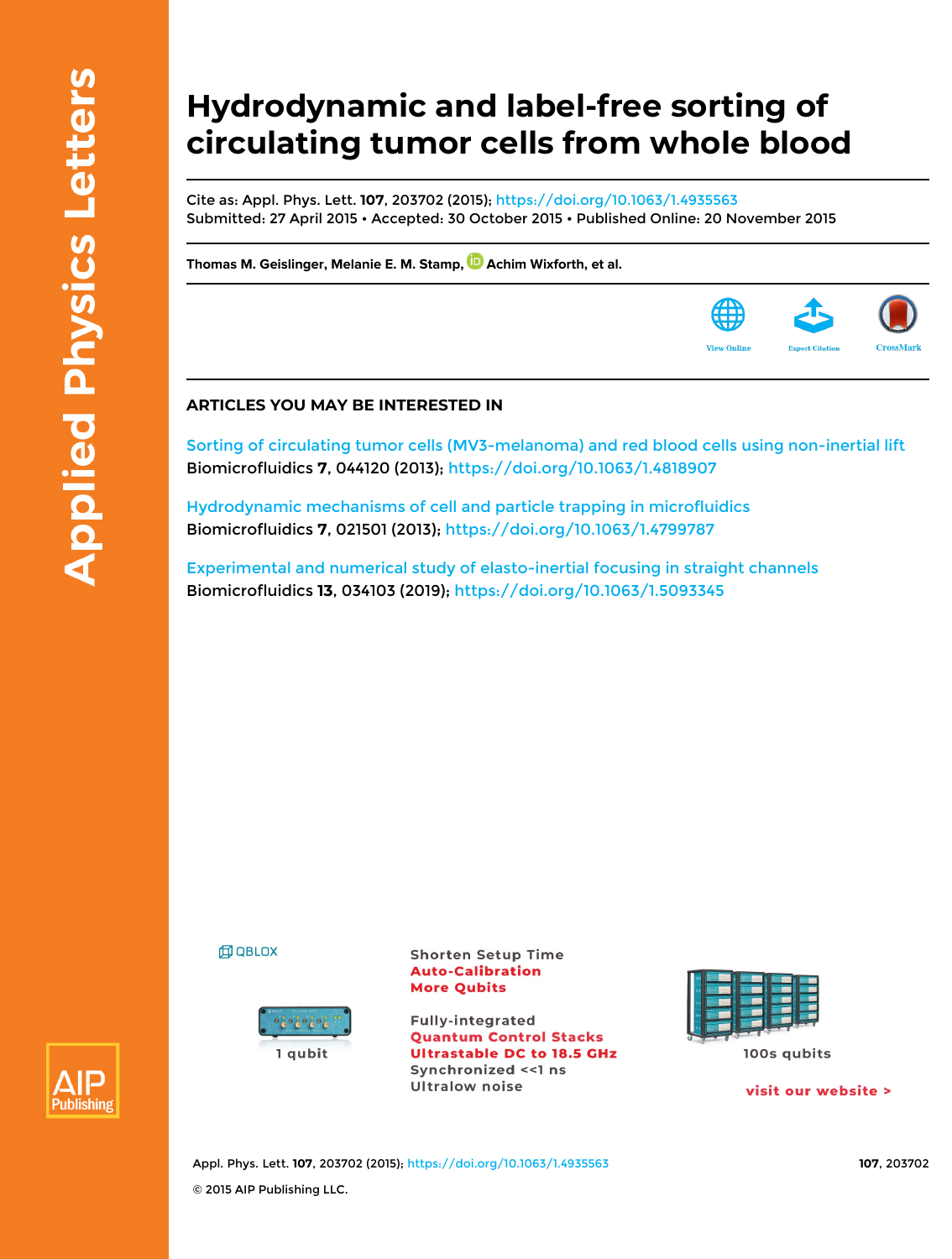# Hydrodynamic and label-free sorting of circulating tumor cells from whole blood

Cite as: Appl. Phys. Lett. **107**, 203702 (2015); https://doi.org/10.1063/1.4935563
Submitted: 27 April 2015 • Accepted: 30 October 2015 • Published Online: 20 November 2015

**Thomas M. Geislinger, Melanie E. M. Stamp, Achim Wixforth, et al.**

View Online | Export Citation | CrossMark

## ARTICLES YOU MAY BE INTERESTED IN

Sorting of circulating tumor cells (MV3-melanoma) and red blood cells using non-inertial lift
Biomicrofluidics **7**, 044120 (2013); https://doi.org/10.1063/1.4818907

Hydrodynamic mechanisms of cell and particle trapping in microfluidics
Biomicrofluidics **7**, 021501 (2013); https://doi.org/10.1063/1.4799787

Experimental and numerical study of elasto-inertial focusing in straight channels
Biomicrofluidics **13**, 034103 (2019); https://doi.org/10.1063/1.5093345

© 2015 AIP Publishing LLC.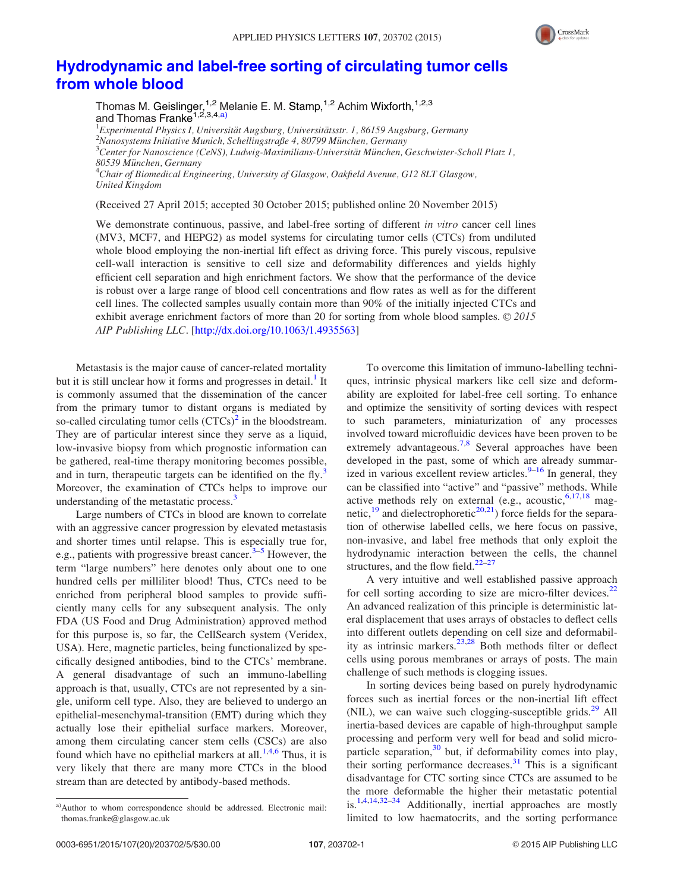# Hydrodynamic and label-free sorting of circulating tumor cells from whole blood

Thomas M. Geislinger,[1,2] Melanie E. M. Stamp,[1,2] Achim Wixforth,[1,2,3] and Thomas Franke[1,2,3,4,a)]

[1]*Experimental Physics I, Universität Augsburg, Universitätsstr. 1, 86159 Augsburg, Germany*
[2]*Nanosystems Initiative Munich, Schellingstraße 4, 80799 München, Germany*
[3]*Center for Nanoscience (CeNS), Ludwig-Maximilians-Universität München, Geschwister-Scholl Platz 1, 80539 München, Germany*
[4]*Chair of Biomedical Engineering, University of Glasgow, Oakfield Avenue, G12 8LT Glasgow, United Kingdom*

(Received 27 April 2015; accepted 30 October 2015; published online 20 November 2015)

We demonstrate continuous, passive, and label-free sorting of different *in vitro* cancer cell lines (MV3, MCF7, and HEPG2) as model systems for circulating tumor cells (CTCs) from undiluted whole blood employing the non-inertial lift effect as driving force. This purely viscous, repulsive cell-wall interaction is sensitive to cell size and deformability differences and yields highly efficient cell separation and high enrichment factors. We show that the performance of the device is robust over a large range of blood cell concentrations and flow rates as well as for the different cell lines. The collected samples usually contain more than 90% of the initially injected CTCs and exhibit average enrichment factors of more than 20 for sorting from whole blood samples. © *2015 AIP Publishing LLC*. [http://dx.doi.org/10.1063/1.4935563]

Metastasis is the major cause of cancer-related mortality but it is still unclear how it forms and progresses in detail.[1] It is commonly assumed that the dissemination of the cancer from the primary tumor to distant organs is mediated by so-called circulating tumor cells (CTCs)[2] in the bloodstream. They are of particular interest since they serve as a liquid, low-invasive biopsy from which prognostic information can be gathered, real-time therapy monitoring becomes possible, and in turn, therapeutic targets can be identified on the fly.[3] Moreover, the examination of CTCs helps to improve our understanding of the metastatic process.[3]

Large numbers of CTCs in blood are known to correlate with an aggressive cancer progression by elevated metastasis and shorter times until relapse. This is especially true for, e.g., patients with progressive breast cancer.[3–5] However, the term "large numbers" here denotes only about one to one hundred cells per milliliter blood! Thus, CTCs need to be enriched from peripheral blood samples to provide sufficiently many cells for any subsequent analysis. The only FDA (US Food and Drug Administration) approved method for this purpose is, so far, the CellSearch system (Veridex, USA). Here, magnetic particles, being functionalized by specifically designed antibodies, bind to the CTCs' membrane. A general disadvantage of such an immuno-labelling approach is that, usually, CTCs are not represented by a single, uniform cell type. Also, they are believed to undergo an epithelial-mesenchymal-transition (EMT) during which they actually lose their epithelial surface markers. Moreover, among them circulating cancer stem cells (CSCs) are also found which have no epithelial markers at all.[1,4,6] Thus, it is very likely that there are many more CTCs in the blood stream than are detected by antibody-based methods.

To overcome this limitation of immuno-labelling techniques, intrinsic physical markers like cell size and deformability are exploited for label-free cell sorting. To enhance and optimize the sensitivity of sorting devices with respect to such parameters, miniaturization of any processes involved toward microfluidic devices have been proven to be extremely advantageous.[7,8] Several approaches have been developed in the past, some of which are already summarized in various excellent review articles.[9–16] In general, they can be classified into "active" and "passive" methods. While active methods rely on external (e.g., acoustic,[6,17,18] magnetic,[19] and dielectrophoretic[20,21]) force fields for the separation of otherwise labelled cells, we here focus on passive, non-invasive, and label free methods that only exploit the hydrodynamic interaction between the cells, the channel structures, and the flow field.[22–27]

A very intuitive and well established passive approach for cell sorting according to size are micro-filter devices.[22] An advanced realization of this principle is deterministic lateral displacement that uses arrays of obstacles to deflect cells into different outlets depending on cell size and deformability as intrinsic markers.[23,28] Both methods filter or deflect cells using porous membranes or arrays of posts. The main challenge of such methods is clogging issues.

In sorting devices being based on purely hydrodynamic forces such as inertial forces or the non-inertial lift effect (NIL), we can waive such clogging-susceptible grids.[29] All inertia-based devices are capable of high-throughput sample processing and perform very well for bead and solid microparticle separation,[30] but, if deformability comes into play, their sorting performance decreases.[31] This is a significant disadvantage for CTC sorting since CTCs are assumed to be the more deformable the higher their metastatic potential is.[1,4,14,32–34] Additionally, inertial approaches are mostly limited to low haematocrits, and the sorting performance

a)Author to whom correspondence should be addressed. Electronic mail: thomas.franke@glasgow.ac.uk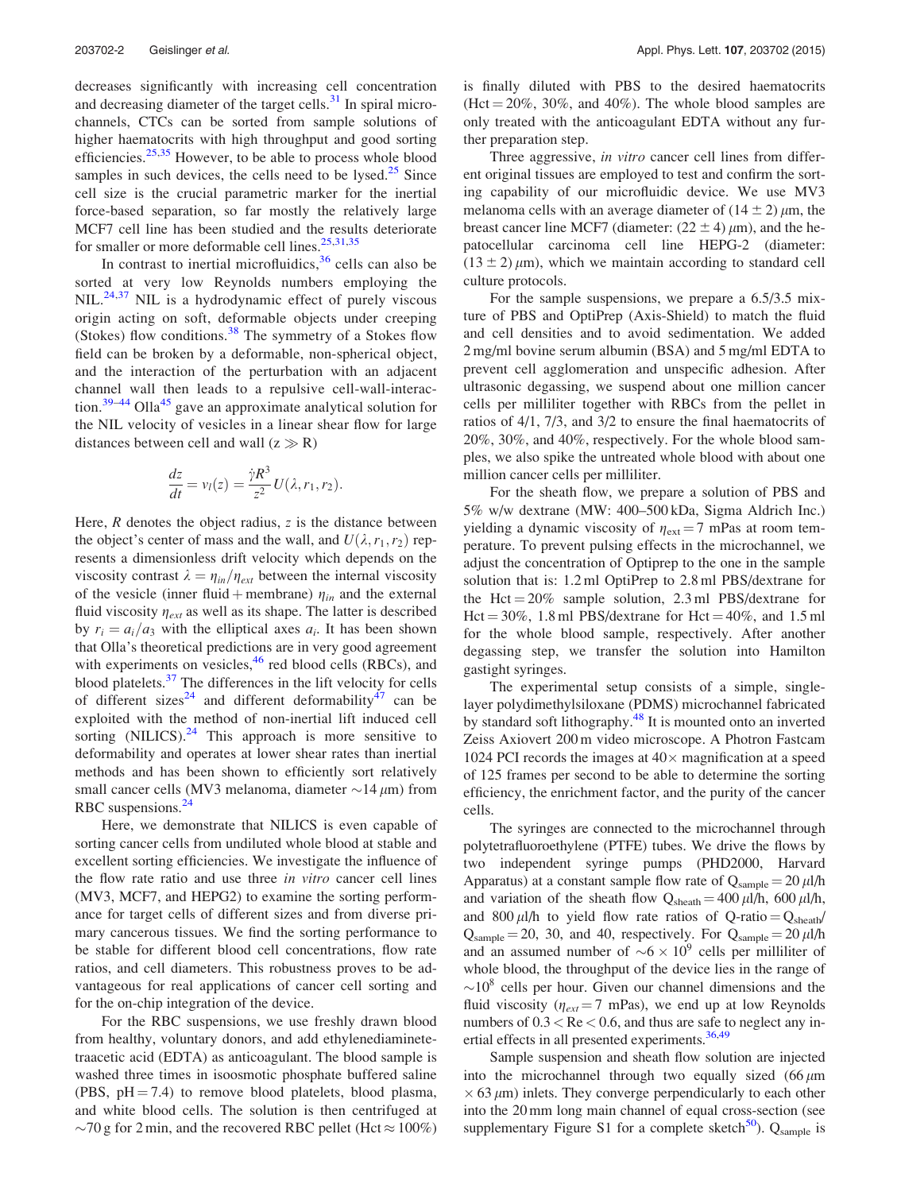decreases significantly with increasing cell concentration and decreasing diameter of the target cells.[31] In spiral microchannels, CTCs can be sorted from sample solutions of higher haematocrits with high throughput and good sorting efficiencies.[25,35] However, to be able to process whole blood samples in such devices, the cells need to be lysed.[25] Since cell size is the crucial parametric marker for the inertial force-based separation, so far mostly the relatively large MCF7 cell line has been studied and the results deteriorate for smaller or more deformable cell lines.[25,31,35]

In contrast to inertial microfluidics,[36] cells can also be sorted at very low Reynolds numbers employing the NIL.[24,37] NIL is a hydrodynamic effect of purely viscous origin acting on soft, deformable objects under creeping (Stokes) flow conditions.[38] The symmetry of a Stokes flow field can be broken by a deformable, non-spherical object, and the interaction of the perturbation with an adjacent channel wall then leads to a repulsive cell-wall-interaction.[39–44] Olla[45] gave an approximate analytical solution for the NIL velocity of vesicles in a linear shear flow for large distances between cell and wall ($z \gg R$)

$$\frac{dz}{dt} = v_l(z) = \frac{\dot{\gamma}R^3}{z^2}U(\lambda, r_1, r_2).$$

Here, $R$ denotes the object radius, $z$ is the distance between the object's center of mass and the wall, and $U(\lambda, r_1, r_2)$ represents a dimensionless drift velocity which depends on the viscosity contrast $\lambda = \eta_{in}/\eta_{ext}$ between the internal viscosity of the vesicle (inner fluid + membrane) $\eta_{in}$ and the external fluid viscosity $\eta_{ext}$ as well as its shape. The latter is described by $r_i = a_i/a_3$ with the elliptical axes $a_i$. It has been shown that Olla's theoretical predictions are in very good agreement with experiments on vesicles,[46] red blood cells (RBCs), and blood platelets.[37] The differences in the lift velocity for cells of different sizes[24] and different deformability[47] can be exploited with the method of non-inertial lift induced cell sorting (NILICS).[24] This approach is more sensitive to deformability and operates at lower shear rates than inertial methods and has been shown to efficiently sort relatively small cancer cells (MV3 melanoma, diameter ~14 $\mu$m) from RBC suspensions.[24]

Here, we demonstrate that NILICS is even capable of sorting cancer cells from undiluted whole blood at stable and excellent sorting efficiencies. We investigate the influence of the flow rate ratio and use three *in vitro* cancer cell lines (MV3, MCF7, and HEPG2) to examine the sorting performance for target cells of different sizes and from diverse primary cancerous tissues. We find the sorting performance to be stable for different blood cell concentrations, flow rate ratios, and cell diameters. This robustness proves to be advantageous for real applications of cancer cell sorting and for the on-chip integration of the device.

For the RBC suspensions, we use freshly drawn blood from healthy, voluntary donors, and add ethylenediaminetetraacetic acid (EDTA) as anticoagulant. The blood sample is washed three times in isoosmotic phosphate buffered saline (PBS, pH = 7.4) to remove blood platelets, blood plasma, and white blood cells. The solution is then centrifuged at ~70 g for 2 min, and the recovered RBC pellet (Hct ≈ 100%) is finally diluted with PBS to the desired haematocrits (Hct = 20%, 30%, and 40%). The whole blood samples are only treated with the anticoagulant EDTA without any further preparation step.

Three aggressive, *in vitro* cancer cell lines from different original tissues are employed to test and confirm the sorting capability of our microfluidic device. We use MV3 melanoma cells with an average diameter of $(14 \pm 2)$ $\mu$m, the breast cancer line MCF7 (diameter: $(22 \pm 4)$ $\mu$m), and the hepatocellular carcinoma cell line HEPG-2 (diameter: $(13 \pm 2)$ $\mu$m), which we maintain according to standard cell culture protocols.

For the sample suspensions, we prepare a 6.5/3.5 mixture of PBS and OptiPrep (Axis-Shield) to match the fluid and cell densities and to avoid sedimentation. We added 2 mg/ml bovine serum albumin (BSA) and 5 mg/ml EDTA to prevent cell agglomeration and unspecific adhesion. After ultrasonic degassing, we suspend about one million cancer cells per milliliter together with RBCs from the pellet in ratios of 4/1, 7/3, and 3/2 to ensure the final haematocrits of 20%, 30%, and 40%, respectively. For the whole blood samples, we also spike the untreated whole blood with about one million cancer cells per milliliter.

For the sheath flow, we prepare a solution of PBS and 5% w/w dextrane (MW: 400–500 kDa, Sigma Aldrich Inc.) yielding a dynamic viscosity of $\eta_{ext} = 7$ mPas at room temperature. To prevent pulsing effects in the microchannel, we adjust the concentration of Optiprep to the one in the sample solution that is: 1.2 ml OptiPrep to 2.8 ml PBS/dextrane for the Hct = 20% sample solution, 2.3 ml PBS/dextrane for Hct = 30%, 1.8 ml PBS/dextrane for Hct = 40%, and 1.5 ml for the whole blood sample, respectively. After another degassing step, we transfer the solution into Hamilton gastight syringes.

The experimental setup consists of a simple, single-layer polydimethylsiloxane (PDMS) microchannel fabricated by standard soft lithography.[48] It is mounted onto an inverted Zeiss Axiovert 200 m video microscope. A Photron Fastcam 1024 PCI records the images at 40× magnification at a speed of 125 frames per second to be able to determine the sorting efficiency, the enrichment factor, and the purity of the cancer cells.

The syringes are connected to the microchannel through polytetrafluoroethylene (PTFE) tubes. We drive the flows by two independent syringe pumps (PHD2000, Harvard Apparatus) at a constant sample flow rate of $Q_{sample} = 20$ $\mu$l/h and variation of the sheath flow $Q_{sheath} = 400$ $\mu$l/h, 600 $\mu$l/h, and 800 $\mu$l/h to yield flow rate ratios of Q-ratio = $Q_{sheath}/Q_{sample} = 20$, 30, and 40, respectively. For $Q_{sample} = 20$ $\mu$l/h and an assumed number of $\sim 6 \times 10^9$ cells per milliliter of whole blood, the throughput of the device lies in the range of $\sim 10^8$ cells per hour. Given our channel dimensions and the fluid viscosity ($\eta_{ext} = 7$ mPas), we end up at low Reynolds numbers of $0.3 < Re < 0.6$, and thus are safe to neglect any inertial effects in all presented experiments.[36,49]

Sample suspension and sheath flow solution are injected into the microchannel through two equally sized (66 $\mu$m × 63 $\mu$m) inlets. They converge perpendicularly to each other into the 20 mm long main channel of equal cross-section (see supplementary Figure S1 for a complete sketch[50]). $Q_{sample}$ is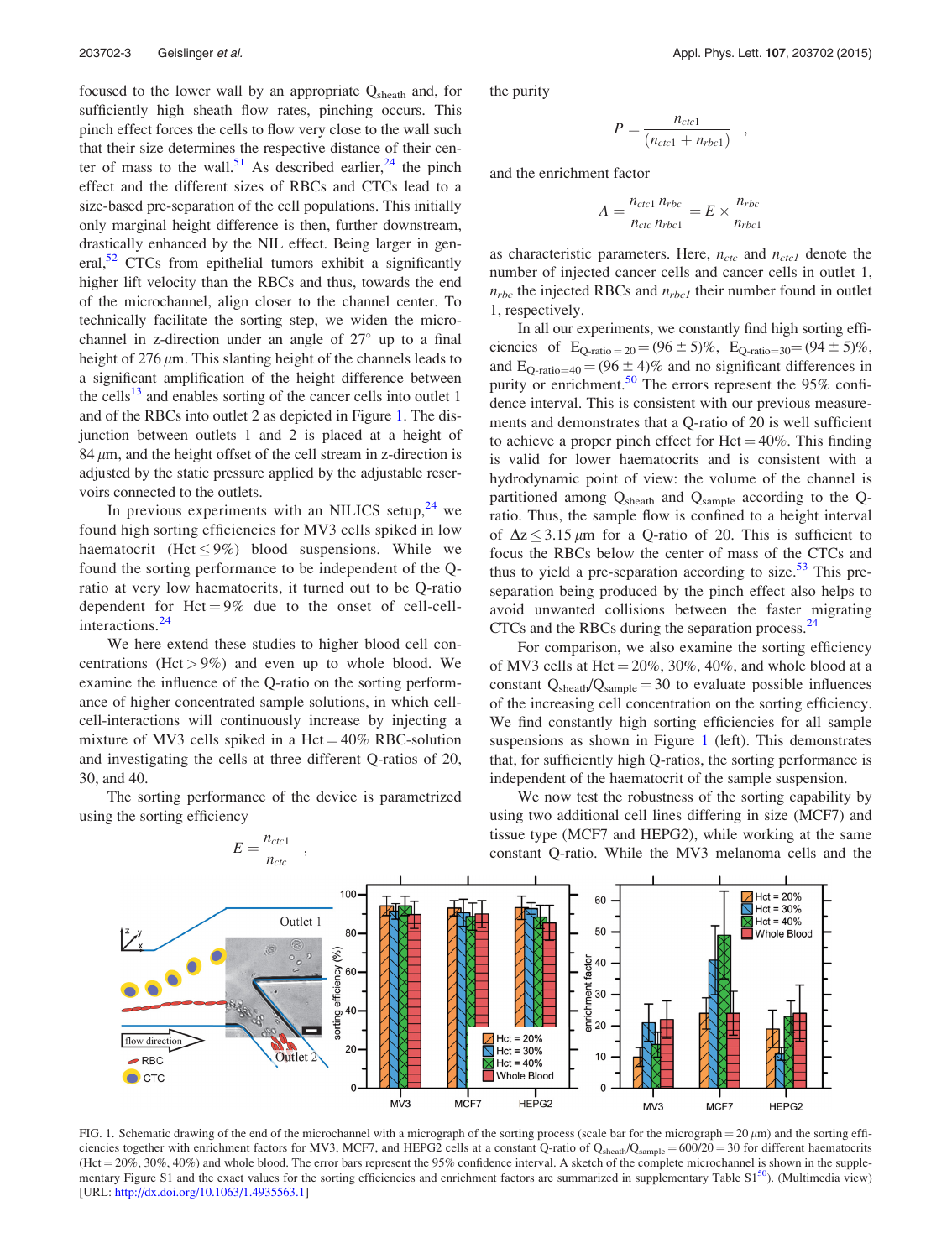focused to the lower wall by an appropriate $Q_{sheath}$ and, for sufficiently high sheath flow rates, pinching occurs. This pinch effect forces the cells to flow very close to the wall such that their size determines the respective distance of their center of mass to the wall.[51] As described earlier,[24] the pinch effect and the different sizes of RBCs and CTCs lead to a size-based pre-separation of the cell populations. This initially only marginal height difference is then, further downstream, drastically enhanced by the NIL effect. Being larger in general,[52] CTCs from epithelial tumors exhibit a significantly higher lift velocity than the RBCs and thus, towards the end of the microchannel, align closer to the channel center. To technically facilitate the sorting step, we widen the microchannel in z-direction under an angle of 27° up to a final height of 276 $\mu$m. This slanting height of the channels leads to a significant amplification of the height difference between the cells[13] and enables sorting of the cancer cells into outlet 1 and of the RBCs into outlet 2 as depicted in Figure 1. The disjunction between outlets 1 and 2 is placed at a height of 84 $\mu$m, and the height offset of the cell stream in z-direction is adjusted by the static pressure applied by the adjustable reservoirs connected to the outlets.

In previous experiments with an NILICS setup,[24] we found high sorting efficiencies for MV3 cells spiked in low haematocrit (Hct $\leq$ 9%) blood suspensions. While we found the sorting performance to be independent of the Q-ratio at very low haematocrits, it turned out to be Q-ratio dependent for Hct = 9% due to the onset of cell-cell-interactions.[24]

We here extend these studies to higher blood cell concentrations (Hct > 9%) and even up to whole blood. We examine the influence of the Q-ratio on the sorting performance of higher concentrated sample solutions, in which cell-cell-interactions will continuously increase by injecting a mixture of MV3 cells spiked in a Hct = 40% RBC-solution and investigating the cells at three different Q-ratios of 20, 30, and 40.

The sorting performance of the device is parametrized using the sorting efficiency

$$E = \frac{n_{ctc1}}{n_{ctc}} \quad ,$$

the purity

$$P = \frac{n_{ctc1}}{(n_{ctc1} + n_{rbc1})} \quad ,$$

and the enrichment factor

$$A = \frac{n_{ctc1}\, n_{rbc}}{n_{ctc}\, n_{rbc1}} = E \times \frac{n_{rbc}}{n_{rbc1}}$$

as characteristic parameters. Here, $n_{ctc}$ and $n_{ctc1}$ denote the number of injected cancer cells and cancer cells in outlet 1, $n_{rbc}$ the injected RBCs and $n_{rbc1}$ their number found in outlet 1, respectively.

In all our experiments, we constantly find high sorting efficiencies of $E_{Q\text{-ratio}=20} = (96 \pm 5)\%$, $E_{Q\text{-ratio}=30} = (94 \pm 5)\%$, and $E_{Q\text{-ratio}=40} = (96 \pm 4)\%$ and no significant differences in purity or enrichment.[50] The errors represent the 95% confidence interval. This is consistent with our previous measurements and demonstrates that a Q-ratio of 20 is well sufficient to achieve a proper pinch effect for Hct = 40%. This finding is valid for lower haematocrits and is consistent with a hydrodynamic point of view: the volume of the channel is partitioned among $Q_{sheath}$ and $Q_{sample}$ according to the Q-ratio. Thus, the sample flow is confined to a height interval of $\Delta z \leq 3.15\,\mu$m for a Q-ratio of 20. This is sufficient to focus the RBCs below the center of mass of the CTCs and thus to yield a pre-separation according to size.[53] This pre-separation being produced by the pinch effect also helps to avoid unwanted collisions between the faster migrating CTCs and the RBCs during the separation process.[24]

For comparison, we also examine the sorting efficiency of MV3 cells at Hct = 20%, 30%, 40%, and whole blood at a constant $Q_{sheath}/Q_{sample} = 30$ to evaluate possible influences of the increasing cell concentration on the sorting efficiency. We find constantly high sorting efficiencies for all sample suspensions as shown in Figure 1 (left). This demonstrates that, for sufficiently high Q-ratios, the sorting performance is independent of the haematocrit of the sample suspension.

We now test the robustness of the sorting capability by using two additional cell lines differing in size (MCF7) and tissue type (MCF7 and HEPG2), while working at the same constant Q-ratio. While the MV3 melanoma cells and the

FIG. 1. Schematic drawing of the end of the microchannel with a micrograph of the sorting process (scale bar for the micrograph = 20 $\mu$m) and the sorting efficiencies together with enrichment factors for MV3, MCF7, and HEPG2 cells at a constant Q-ratio of $Q_{sheath}/Q_{sample} = 600/20 = 30$ for different haematocrits (Hct = 20%, 30%, 40%) and whole blood. The error bars represent the 95% confidence interval. A sketch of the complete microchannel is shown in the supplementary Figure S1 and the exact values for the sorting efficiencies and enrichment factors are summarized in supplementary Table S1[50]). (Multimedia view) [URL: http://dx.doi.org/10.1063/1.4935563.1]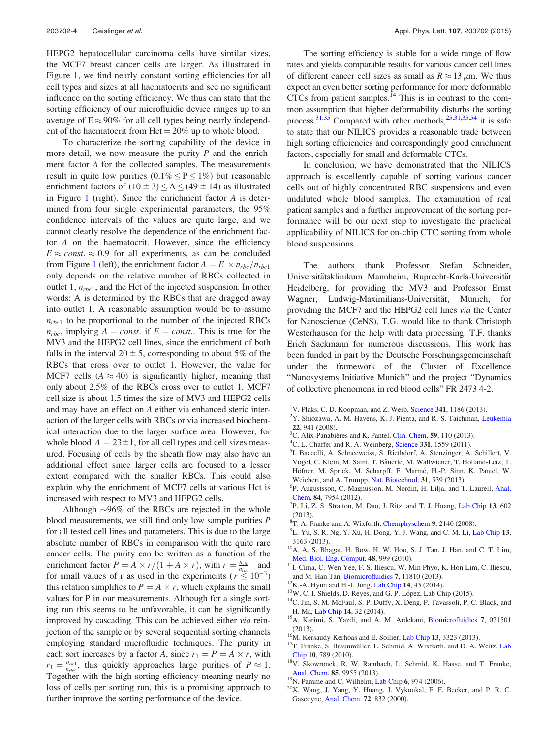HEPG2 hepatocellular carcinoma cells have similar sizes, the MCF7 breast cancer cells are larger. As illustrated in Figure 1, we find nearly constant sorting efficiencies for all cell types and sizes at all haematocrits and see no significant influence on the sorting efficiency. We thus can state that the sorting efficiency of our microfluidic device ranges up to an average of $E \approx 90\%$ for all cell types being nearly independent of the haematocrit from Hct = 20% up to whole blood.

To characterize the sorting capability of the device in more detail, we now measure the purity $P$ and the enrichment factor $A$ for the collected samples. The measurements result in quite low purities ($0.1\% \leq P \leq 1\%$) but reasonable enrichment factors of $(10 \pm 3) \leq A \leq (49 \pm 14)$ as illustrated in Figure 1 (right). Since the enrichment factor $A$ is determined from four single experimental parameters, the 95% confidence intervals of the values are quite large, and we cannot clearly resolve the dependence of the enrichment factor $A$ on the haematocrit. However, since the efficiency $E \approx const. \approx 0.9$ for all experiments, as can be concluded from Figure 1 (left), the enrichment factor $A = E \times n_{rbc}/n_{rbc1}$ only depends on the relative number of RBCs collected in outlet 1, $n_{rbc1}$, and the Hct of the injected suspension. In other words: A is determined by the RBCs that are dragged away into outlet 1. A reasonable assumption would be to assume $n_{rbc1}$ to be proportional to the number of the injected RBCs $n_{rbc}$, implying $A = const.$ if $E = const.$. This is true for the MV3 and the HEPG2 cell lines, since the enrichment of both falls in the interval $20 \pm 5$, corresponding to about 5% of the RBCs that cross over to outlet 1. However, the value for MCF7 cells ($A \approx 40$) is significantly higher, meaning that only about 2.5% of the RBCs cross over to outlet 1. MCF7 cell size is about 1.5 times the size of MV3 and HEPG2 cells and may have an effect on $A$ either via enhanced steric interaction of the larger cells with RBCs or via increased biochemical interaction due to the larger surface area. However, for whole blood $A = 23 \pm 1$, for all cell types and cell sizes measured. Focusing of cells by the sheath flow may also have an additional effect since larger cells are focused to a lesser extent compared with the smaller RBCs. This could also explain why the enrichment of MCF7 cells at various Hct is increased with respect to MV3 and HEPG2 cells.

Although ~96% of the RBCs are rejected in the whole blood measurements, we still find only low sample purities $P$ for all tested cell lines and parameters. This is due to the large absolute number of RBCs in comparison with the quite rare cancer cells. The purity can be written as a function of the enrichment factor $P = A \times r/(1 + A \times r)$, with $r = \frac{n_{ctc}}{n_{rbc}}$ and for small values of r as used in the experiments ($r \lesssim 10^{-3}$) this relation simplifies to $P = A \times r$, which explains the small values for P in our measurements. Although for a single sorting run this seems to be unfavorable, it can be significantly improved by cascading. This can be achieved either *via* reinjection of the sample or by several sequential sorting channels employing standard microfluidic techniques. The purity in each sort increases by a factor $A$, since $r_1 = P = A \times r$, with $r_1 = \frac{n_{ctc1}}{n_{rbc1}}$, this quickly approaches large purities of $P \approx 1$. Together with the high sorting efficiency meaning nearly no loss of cells per sorting run, this is a promising approach to further improve the sorting performance of the device.

The sorting efficiency is stable for a wide range of flow rates and yields comparable results for various cancer cell lines of different cancer cell sizes as small as $R \approx 13\,\mu$m. We thus expect an even better sorting performance for more deformable CTCs from patient samples.[14] This is in contrast to the common assumption that higher deformability disturbs the sorting process.[31,35] Compared with other methods,[25,31,35,54] it is safe to state that our NILICS provides a reasonable trade between high sorting efficiencies and correspondingly good enrichment factors, especially for small and deformable CTCs.

In conclusion, we have demonstrated that the NILICS approach is excellently capable of sorting various cancer cells out of highly concentrated RBC suspensions and even undiluted whole blood samples. The examination of real patient samples and a further improvement of the sorting performance will be our next step to investigate the practical applicability of NILICS for on-chip CTC sorting from whole blood suspensions.

The authors thank Professor Stefan Schneider, Universitätsklinikum Mannheim, Ruprecht-Karls-Universität Heidelberg, for providing the MV3 and Professor Ernst Wagner, Ludwig-Maximilians-Universität, Munich, for providing the MCF7 and the HEPG2 cell lines *via* the Center for Nanoscience (CeNS). T.G. would like to thank Christoph Westerhausen for the help with data processing. T.F. thanks Erich Sackmann for numerous discussions. This work has been funded in part by the Deutsche Forschungsgemeinschaft under the framework of the Cluster of Excellence "Nanosystems Initiative Munich" and the project "Dynamics of collective phenomena in red blood cells" FR 2473 4-2.

[1] V. Plaks, C. D. Koopman, and Z. Werb, Science 341, 1186 (2013).
[2] Y. Shiozawa, A. M. Havens, K. J. Pienta, and R. S. Taichman, Leukemia 22, 941 (2008).
[3] C. Alix-Panabières and K. Pantel, Clin. Chem. 59, 110 (2013).
[4] C. L. Chaffer and R. A. Weinberg, Science 331, 1559 (2011).
[5] I. Baccelli, A. Schneeweiss, S. Riethdorf, A. Stenzinger, A. Schillert, V. Vogel, C. Klein, M. Saini, T. Bäuerle, M. Wallwiener, T. Holland-Letz, T. Höfner, M. Sprick, M. Scharpff, F. Marmé, H.-P. Sinn, K. Pantel, W. Weichert, and A. Trumpp, Nat. Biotechnol. 31, 539 (2013).
[6] P. Augustsson, C. Magnusson, M. Nordin, H. Lilja, and T. Laurell, Anal. Chem. 84, 7954 (2012).
[7] P. Li, Z. S. Stratton, M. Dao, J. Ritz, and T. J. Huang, Lab Chip 13, 602 (2013).
[8] T. A. Franke and A. Wixforth, Chemphyschem 9, 2140 (2008).
[9] L. Yu, S. R. Ng, Y. Xu, H. Dong, Y. J. Wang, and C. M. Li, Lab Chip 13, 3163 (2013).
[10] A. A. S. Bhagat, H. Bow, H. W. Hou, S. J. Tan, J. Han, and C. T. Lim, Med. Biol. Eng. Comput. 48, 999 (2010).
[11] I. Cima, C. Wen Yee, F. S. Iliescu, W. Min Phyo, K. Hon Lim, C. Iliescu, and M. Han Tan, Biomicrofluidics 7, 11810 (2013).
[12] K.-A. Hyun and H.-I. Jung, Lab Chip 14, 45 (2014).
[13] W. C. I. Shields, D. Reyes, and G. P. López, Lab Chip (2015).
[14] C. Jin, S. M. McFaul, S. P. Duffy, X. Deng, P. Tavassoli, P. C. Black, and H. Ma, Lab Chip 14, 32 (2014).
[15] A. Karimi, S. Yazdi, and A. M. Ardekani, Biomicrofluidics 7, 021501 (2013).
[16] M. Kersaudy-Kerhoas and E. Sollier, Lab Chip 13, 3323 (2013).
[17] T. Franke, S. Braunmüller, L. Schmid, A. Wixforth, and D. A. Weitz, Lab Chip 10, 789 (2010).
[18] V. Skowronek, R. W. Rambach, L. Schmid, K. Haase, and T. Franke, Anal. Chem. 85, 9955 (2013).
[19] N. Pamme and C. Wilhelm, Lab Chip 6, 974 (2006).
[20] X. Wang, J. Yang, Y. Huang, J. Vykoukal, F. F. Becker, and P. R. C. Gascoyne, Anal. Chem. 72, 832 (2000).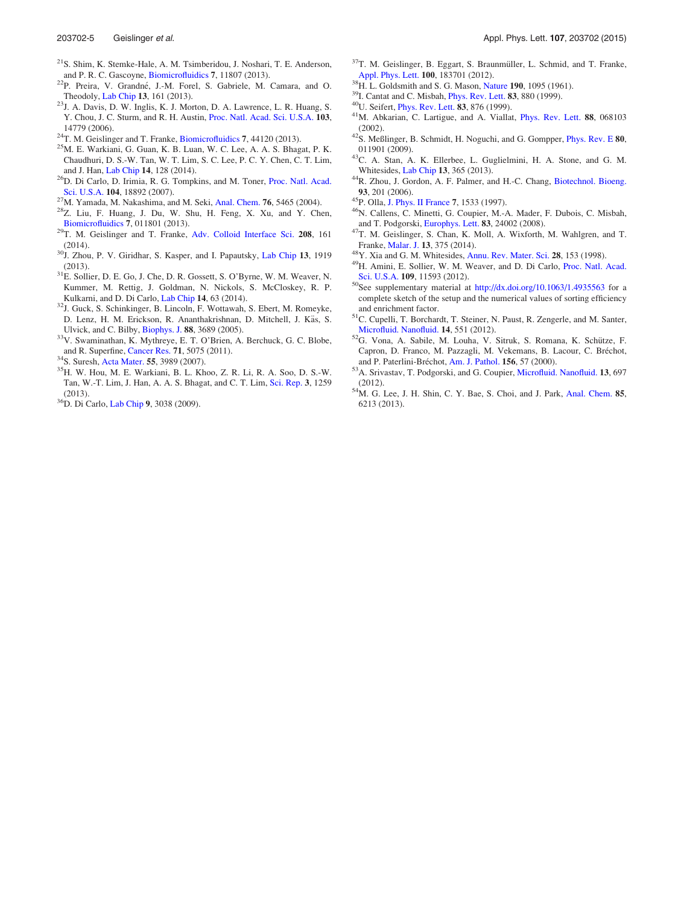[21]S. Shim, K. Stemke-Hale, A. M. Tsimberidou, J. Noshari, T. E. Anderson, and P. R. C. Gascoyne, Biomicrofluidics **7**, 11807 (2013).

[22]P. Preira, V. Grandné, J.-M. Forel, S. Gabriele, M. Camara, and O. Theodoly, Lab Chip **13**, 161 (2013).

[23]J. A. Davis, D. W. Inglis, K. J. Morton, D. A. Lawrence, L. R. Huang, S. Y. Chou, J. C. Sturm, and R. H. Austin, Proc. Natl. Acad. Sci. U.S.A. **103**, 14779 (2006).

[24]T. M. Geislinger and T. Franke, Biomicrofluidics **7**, 44120 (2013).

[25]M. E. Warkiani, G. Guan, K. B. Luan, W. C. Lee, A. A. S. Bhagat, P. K. Chaudhuri, D. S.-W. Tan, W. T. Lim, S. C. Lee, P. C. Y. Chen, C. T. Lim, and J. Han, Lab Chip **14**, 128 (2014).

[26]D. Di Carlo, D. Irimia, R. G. Tompkins, and M. Toner, Proc. Natl. Acad. Sci. U.S.A. **104**, 18892 (2007).

[27]M. Yamada, M. Nakashima, and M. Seki, Anal. Chem. **76**, 5465 (2004).

[28]Z. Liu, F. Huang, J. Du, W. Shu, H. Feng, X. Xu, and Y. Chen, Biomicrofluidics **7**, 011801 (2013).

[29]T. M. Geislinger and T. Franke, Adv. Colloid Interface Sci. **208**, 161 (2014).

[30]J. Zhou, P. V. Giridhar, S. Kasper, and I. Papautsky, Lab Chip **13**, 1919 (2013).

[31]E. Sollier, D. E. Go, J. Che, D. R. Gossett, S. O'Byrne, W. M. Weaver, N. Kummer, M. Rettig, J. Goldman, N. Nickols, S. McCloskey, R. P. Kulkarni, and D. Di Carlo, Lab Chip **14**, 63 (2014).

[32]J. Guck, S. Schinkinger, B. Lincoln, F. Wottawah, S. Ebert, M. Romeyke, D. Lenz, H. M. Erickson, R. Ananthakrishnan, D. Mitchell, J. Käs, S. Ulvick, and C. Bilby, Biophys. J. **88**, 3689 (2005).

[33]V. Swaminathan, K. Mythreye, E. T. O'Brien, A. Berchuck, G. C. Blobe, and R. Superfine, Cancer Res. **71**, 5075 (2011).

[34]S. Suresh, Acta Mater. **55**, 3989 (2007).

[35]H. W. Hou, M. E. Warkiani, B. L. Khoo, Z. R. Li, R. A. Soo, D. S.-W. Tan, W.-T. Lim, J. Han, A. A. S. Bhagat, and C. T. Lim, Sci. Rep. **3**, 1259 (2013).

[36]D. Di Carlo, Lab Chip **9**, 3038 (2009).

[37]T. M. Geislinger, B. Eggart, S. Braunmüller, L. Schmid, and T. Franke, Appl. Phys. Lett. **100**, 183701 (2012).

[38]H. L. Goldsmith and S. G. Mason, Nature **190**, 1095 (1961).

[39]I. Cantat and C. Misbah, Phys. Rev. Lett. **83**, 880 (1999).

[40]U. Seifert, Phys. Rev. Lett. **83**, 876 (1999).

[41]M. Abkarian, C. Lartigue, and A. Viallat, Phys. Rev. Lett. **88**, 068103 (2002).

[42]S. Meßlinger, B. Schmidt, H. Noguchi, and G. Gompper, Phys. Rev. E **80**, 011901 (2009).

[43]C. A. Stan, A. K. Ellerbee, L. Guglielmini, H. A. Stone, and G. M. Whitesides, Lab Chip **13**, 365 (2013).

[44]R. Zhou, J. Gordon, A. F. Palmer, and H.-C. Chang, Biotechnol. Bioeng. **93**, 201 (2006).

[45]P. Olla, J. Phys. II France **7**, 1533 (1997).

[46]N. Callens, C. Minetti, G. Coupier, M.-A. Mader, F. Dubois, C. Misbah, and T. Podgorski, Europhys. Lett. **83**, 24002 (2008).

[47]T. M. Geislinger, S. Chan, K. Moll, A. Wixforth, M. Wahlgren, and T. Franke, Malar. J. **13**, 375 (2014).

[48]Y. Xia and G. M. Whitesides, Annu. Rev. Mater. Sci. **28**, 153 (1998).

[49]H. Amini, E. Sollier, W. M. Weaver, and D. Di Carlo, Proc. Natl. Acad. Sci. U.S.A. **109**, 11593 (2012).

[50]See supplementary material at http://dx.doi.org/10.1063/1.4935563 for a complete sketch of the setup and the numerical values of sorting efficiency and enrichment factor.

[51]C. Cupelli, T. Borchardt, T. Steiner, N. Paust, R. Zengerle, and M. Santer, Microfluid. Nanofluid. **14**, 551 (2012).

[52]G. Vona, A. Sabile, M. Louha, V. Sitruk, S. Romana, K. Schütze, F. Capron, D. Franco, M. Pazzagli, M. Vekemans, B. Lacour, C. Bréchot, and P. Paterlini-Bréchot, Am. J. Pathol. **156**, 57 (2000).

[53]A. Srivastav, T. Podgorski, and G. Coupier, Microfluid. Nanofluid. **13**, 697 (2012).

[54]M. G. Lee, J. H. Shin, C. Y. Bae, S. Choi, and J. Park, Anal. Chem. **85**, 6213 (2013).